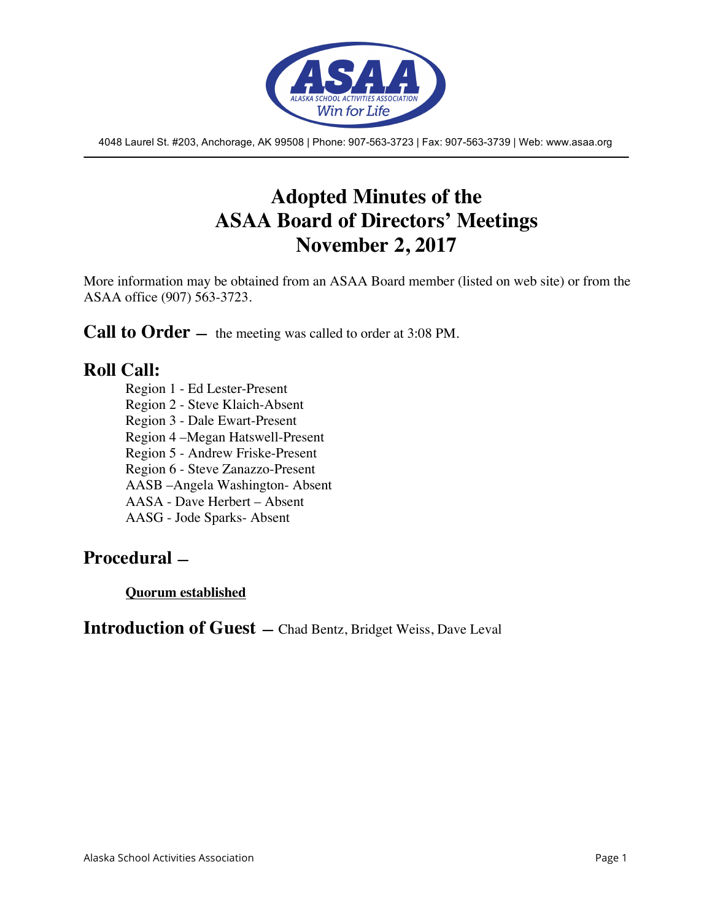ASAA
ALASKA SCHOOL ACTIVITIES ASSOCIATION
Win for Life

4048 Laurel St. #203, Anchorage, AK 99508 | Phone: 907-563-3723 | Fax: 907-563-3739 | Web: www.asaa.org

# Adopted Minutes of the ASAA Board of Directors' Meetings November 2, 2017

More information may be obtained from an ASAA Board member (listed on web site) or from the ASAA office (907) 563-3723.

## Call to Order – the meeting was called to order at 3:08 PM.

## Roll Call:

Region 1 - Ed Lester-Present
Region 2 - Steve Klaich-Absent
Region 3 - Dale Ewart-Present
Region 4 –Megan Hatswell-Present
Region 5 - Andrew Friske-Present
Region 6 - Steve Zanazzo-Present
AASB –Angela Washington- Absent
AASA - Dave Herbert – Absent
AASG - Jode Sparks- Absent

## Procedural –

**Quorum established**

## Introduction of Guest – Chad Bentz, Bridget Weiss, Dave Leval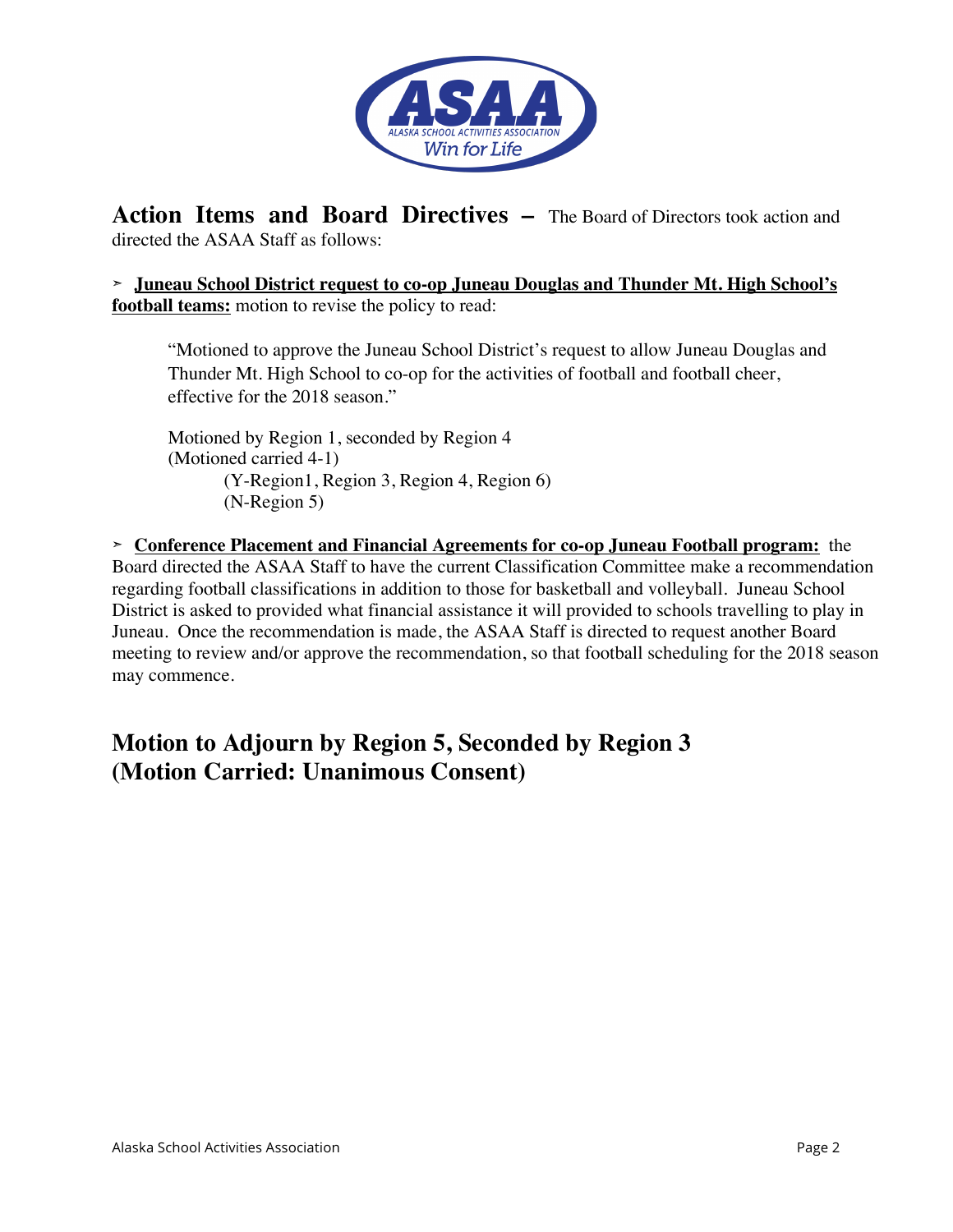**Action Items and Board Directives –** The Board of Directors took action and directed the ASAA Staff as follows:

➣ **Juneau School District request to co-op Juneau Douglas and Thunder Mt. High School's football teams:** motion to revise the policy to read:

> "Motioned to approve the Juneau School District's request to allow Juneau Douglas and Thunder Mt. High School to co-op for the activities of football and football cheer, effective for the 2018 season."
>
> Motioned by Region 1, seconded by Region 4
> (Motioned carried 4-1)
> (Y-Region1, Region 3, Region 4, Region 6)
> (N-Region 5)

➣ **Conference Placement and Financial Agreements for co-op Juneau Football program:** the Board directed the ASAA Staff to have the current Classification Committee make a recommendation regarding football classifications in addition to those for basketball and volleyball. Juneau School District is asked to provided what financial assistance it will provided to schools travelling to play in Juneau. Once the recommendation is made, the ASAA Staff is directed to request another Board meeting to review and/or approve the recommendation, so that football scheduling for the 2018 season may commence.

## Motion to Adjourn by Region 5, Seconded by Region 3 (Motion Carried: Unanimous Consent)